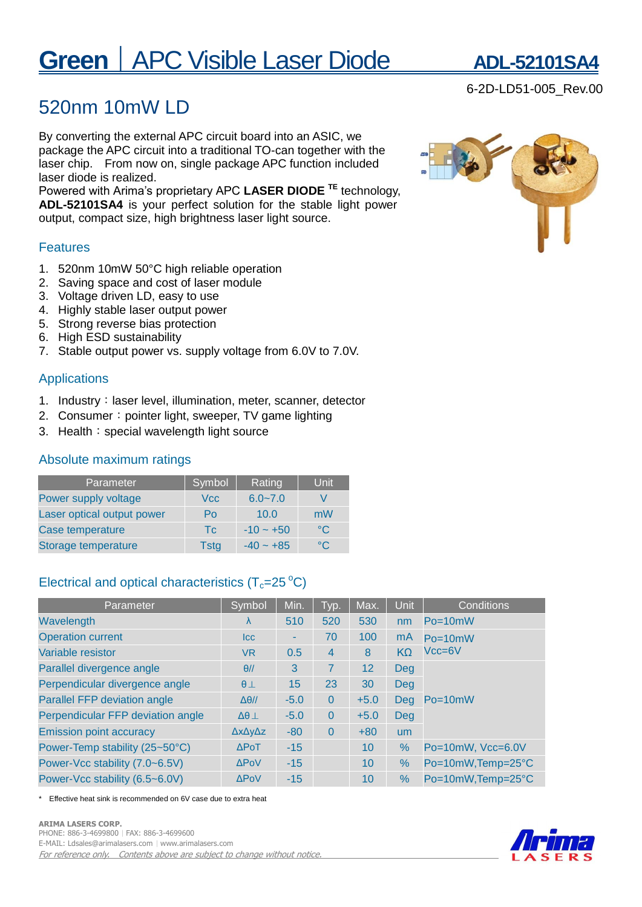# Green | APC Visible Laser Diode

**ADL-52101SA4**

6-2D-LD51-005_Rev.00

## 520nm 10mW LD

By converting the external APC circuit board into an ASIC, we package the APC circuit into a traditional TO-can together with the laser chip. From now on, single package APC function included laser diode is realized.
Powered with Arima's proprietary APC **LASER DIODE** **TE** technology, **ADL-52101SA4** is your perfect solution for the stable light power output, compact size, high brightness laser light source.

### Features

1. 520nm 10mW 50°C high reliable operation
2. Saving space and cost of laser module
3. Voltage driven LD, easy to use
4. Highly stable laser output power
5. Strong reverse bias protection
6. High ESD sustainability
7. Stable output power vs. supply voltage from 6.0V to 7.0V.

### Applications

1. Industry：laser level, illumination, meter, scanner, detector
2. Consumer：pointer light, sweeper, TV game lighting
3. Health：special wavelength light source

### Absolute maximum ratings

| Parameter | Symbol | Rating | Unit |
|---|---|---|---|
| Power supply voltage | Vcc | 6.0~7.0 | V |
| Laser optical output power | Po | 10.0 | mW |
| Case temperature | Tc | -10 ~ +50 | °C |
| Storage temperature | Tstg | -40 ~ +85 | °C |

### Electrical and optical characteristics ($T_c$=25 °C)

| Parameter | Symbol | Min. | Typ. | Max. | Unit | Conditions |
|---|---|---|---|---|---|---|
| Wavelength | λ | 510 | 520 | 530 | nm | Po=10mW |
| Operation current | Icc | - | 70 | 100 | mA | Po=10mW |
| Variable resistor | VR | 0.5 | 4 | 8 | KΩ | Vcc=6V |
| Parallel divergence angle | θ// | 3 | 7 | 12 | Deg | Po=10mW |
| Perpendicular divergence angle | θ⊥ | 15 | 23 | 30 | Deg | |
| Parallel FFP deviation angle | Δθ// | -5.0 | 0 | +5.0 | Deg | |
| Perpendicular FFP deviation angle | Δθ⊥ | -5.0 | 0 | +5.0 | Deg | |
| Emission point accuracy | ΔxΔyΔz | -80 | 0 | +80 | um | |
| Power-Temp stability (25~50°C) | ΔPoT | -15 | | 10 | % | Po=10mW, Vcc=6.0V |
| Power-Vcc stability (7.0~6.5V) | ΔPoV | -15 | | 10 | % | Po=10mW,Temp=25°C |
| Power-Vcc stability (6.5~6.0V) | ΔPoV | -15 | | 10 | % | Po=10mW,Temp=25°C |

\* Effective heat sink is recommended on 6V case due to extra heat

**ARIMA LASERS CORP.**
PHONE: 886-3-4699800 | FAX: 886-3-4699600
E-MAIL: Ldsales@arimalasers.com | www.arimalasers.com
*For reference only. Contents above are subject to change without notice.*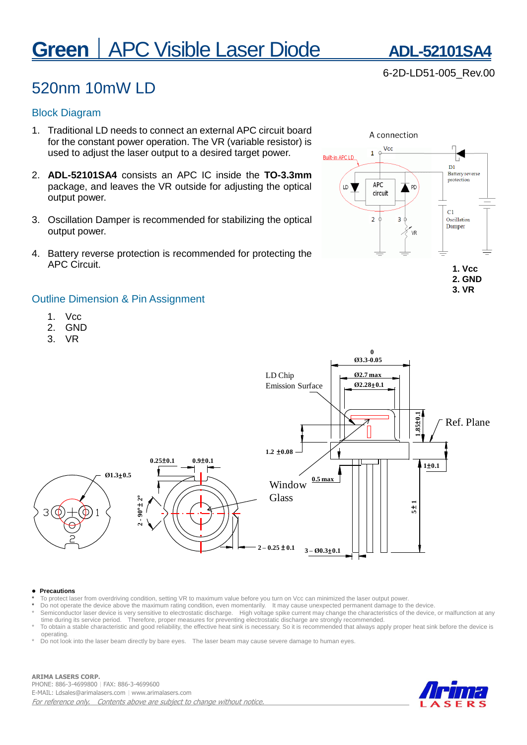# Green | APC Visible Laser Diode ADL-52101SA4

6-2D-LD51-005_Rev.00

## 520nm 10mW LD

### Block Diagram

1. Traditional LD needs to connect an external APC circuit board for the constant power operation. The VR (variable resistor) is used to adjust the laser output to a desired target power.
2. **ADL-52101SA4** consists an APC IC inside the **TO-3.3mm** package, and leaves the VR outside for adjusting the optical output power.
3. Oscillation Damper is recommended for stabilizing the optical output power.
4. Battery reverse protection is recommended for protecting the APC Circuit.

A connection

Vcc

1

Built-in APC LD

LD

APC circuit

PD

D1 Battery reverse protection

C1 Oscillation Damper

2

3

VR

**1. Vcc**
**2. GND**
**3. VR**

### Outline Dimension & Pin Assignment

1. Vcc
2. GND
3. VR

Ø3.3-0.05 (+0)

Ø2.7 max

Ø2.28±0.1

LD Chip Emission Surface

1.85±0.1

Ref. Plane

1.2 ±0.08

1±0.1

0.25±0.1

0.9±0.1

Ø1.3±0.5

0.5 max

Window Glass

2 - 90° ± 2°

5±1

2 – 0.25 ± 0.1

3 – Ø0.3±0.1

3 1 2

- **Precautions**

* To protect laser from overdriving condition, setting VR to maximum value before you turn on Vcc can minimized the laser output power.
* Do not operate the device above the maximum rating condition, even momentarily. It may cause unexpected permanent damage to the device.
* Semiconductor laser device is very sensitive to electrostatic discharge. High voltage spike current may change the characteristics of the device, or malfunction at any time during its service period. Therefore, proper measures for preventing electrostatic discharge are strongly recommended.
* To obtain a stable characteristic and good reliability, the effective heat sink is necessary. So it is recommended that always apply proper heat sink before the device is operating.
* Do not look into the laser beam directly by bare eyes. The laser beam may cause severe damage to human eyes.

**ARIMA LASERS CORP.**
PHONE: 886-3-4699800 | FAX: 886-3-4699600
E-MAIL: Ldsales@arimalasers.com | www.arimalasers.com
*For reference only. Contents above are subject to change without notice.*

Arima LASERS